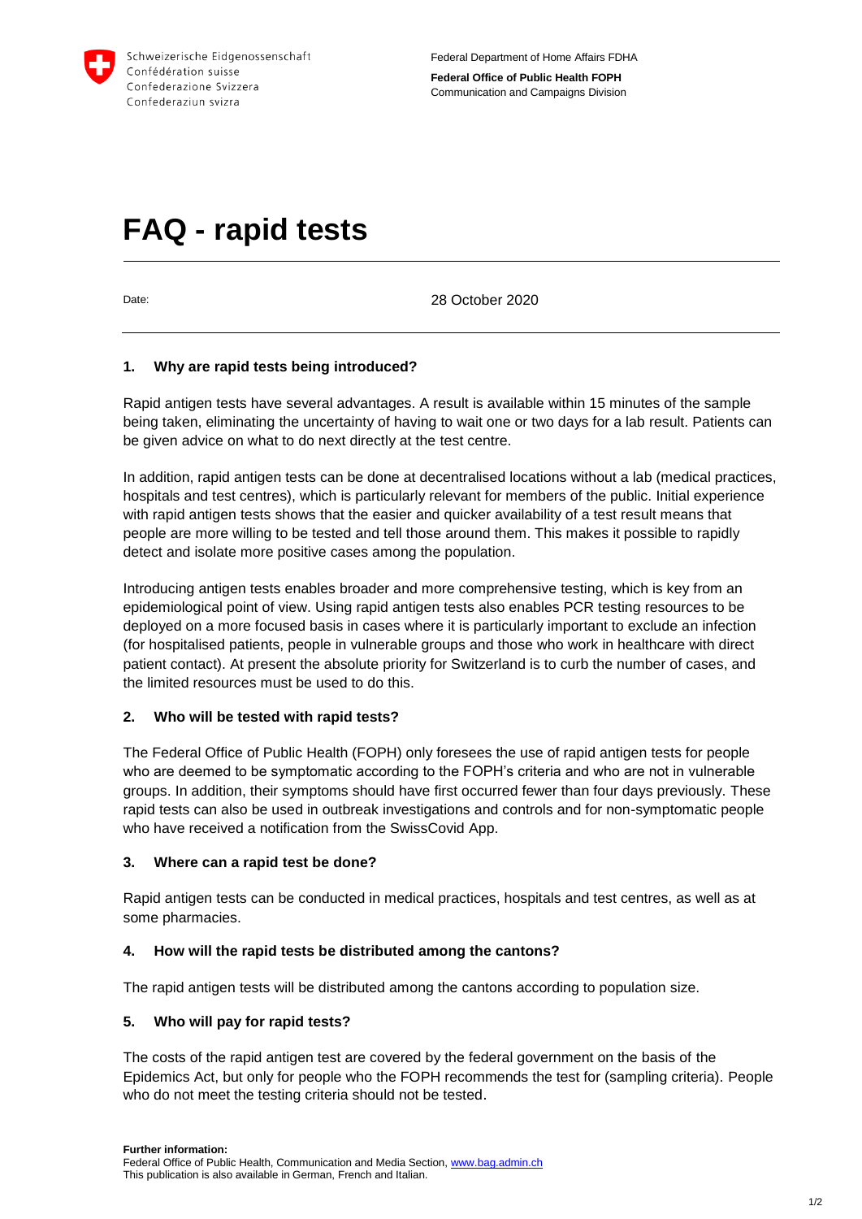Schweizerische Eidgenossenschaft
Confédération suisse
Confederazione Svizzera
Confederaziun svizra

Federal Department of Home Affairs FDHA

**Federal Office of Public Health FOPH**
Communication and Campaigns Division

# FAQ - rapid tests

Date: 28 October 2020

## 1. Why are rapid tests being introduced?

Rapid antigen tests have several advantages. A result is available within 15 minutes of the sample being taken, eliminating the uncertainty of having to wait one or two days for a lab result. Patients can be given advice on what to do next directly at the test centre.

In addition, rapid antigen tests can be done at decentralised locations without a lab (medical practices, hospitals and test centres), which is particularly relevant for members of the public. Initial experience with rapid antigen tests shows that the easier and quicker availability of a test result means that people are more willing to be tested and tell those around them. This makes it possible to rapidly detect and isolate more positive cases among the population.

Introducing antigen tests enables broader and more comprehensive testing, which is key from an epidemiological point of view. Using rapid antigen tests also enables PCR testing resources to be deployed on a more focused basis in cases where it is particularly important to exclude an infection (for hospitalised patients, people in vulnerable groups and those who work in healthcare with direct patient contact). At present the absolute priority for Switzerland is to curb the number of cases, and the limited resources must be used to do this.

## 2. Who will be tested with rapid tests?

The Federal Office of Public Health (FOPH) only foresees the use of rapid antigen tests for people who are deemed to be symptomatic according to the FOPH's criteria and who are not in vulnerable groups. In addition, their symptoms should have first occurred fewer than four days previously. These rapid tests can also be used in outbreak investigations and controls and for non-symptomatic people who have received a notification from the SwissCovid App.

## 3. Where can a rapid test be done?

Rapid antigen tests can be conducted in medical practices, hospitals and test centres, as well as at some pharmacies.

## 4. How will the rapid tests be distributed among the cantons?

The rapid antigen tests will be distributed among the cantons according to population size.

## 5. Who will pay for rapid tests?

The costs of the rapid antigen test are covered by the federal government on the basis of the Epidemics Act, but only for people who the FOPH recommends the test for (sampling criteria). People who do not meet the testing criteria should not be tested.

**Further information:**
Federal Office of Public Health, Communication and Media Section, www.bag.admin.ch
This publication is also available in German, French and Italian.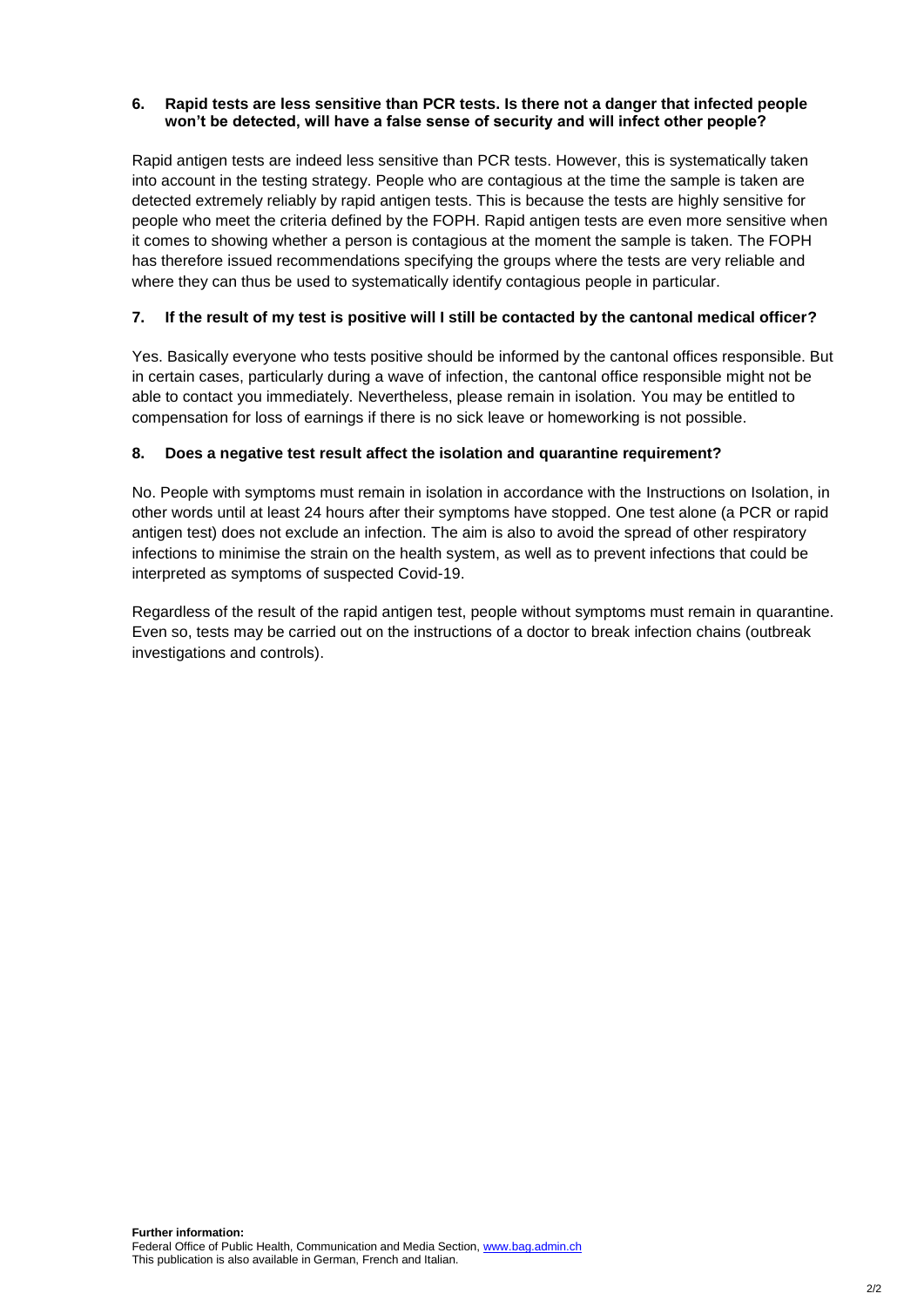### 6. Rapid tests are less sensitive than PCR tests. Is there not a danger that infected people won't be detected, will have a false sense of security and will infect other people?

Rapid antigen tests are indeed less sensitive than PCR tests. However, this is systematically taken into account in the testing strategy. People who are contagious at the time the sample is taken are detected extremely reliably by rapid antigen tests. This is because the tests are highly sensitive for people who meet the criteria defined by the FOPH. Rapid antigen tests are even more sensitive when it comes to showing whether a person is contagious at the moment the sample is taken. The FOPH has therefore issued recommendations specifying the groups where the tests are very reliable and where they can thus be used to systematically identify contagious people in particular.

### 7. If the result of my test is positive will I still be contacted by the cantonal medical officer?

Yes. Basically everyone who tests positive should be informed by the cantonal offices responsible. But in certain cases, particularly during a wave of infection, the cantonal office responsible might not be able to contact you immediately. Nevertheless, please remain in isolation. You may be entitled to compensation for loss of earnings if there is no sick leave or homeworking is not possible.

### 8. Does a negative test result affect the isolation and quarantine requirement?

No. People with symptoms must remain in isolation in accordance with the Instructions on Isolation, in other words until at least 24 hours after their symptoms have stopped. One test alone (a PCR or rapid antigen test) does not exclude an infection. The aim is also to avoid the spread of other respiratory infections to minimise the strain on the health system, as well as to prevent infections that could be interpreted as symptoms of suspected Covid-19.

Regardless of the result of the rapid antigen test, people without symptoms must remain in quarantine. Even so, tests may be carried out on the instructions of a doctor to break infection chains (outbreak investigations and controls).

**Further information:**
Federal Office of Public Health, Communication and Media Section, www.bag.admin.ch
This publication is also available in German, French and Italian.